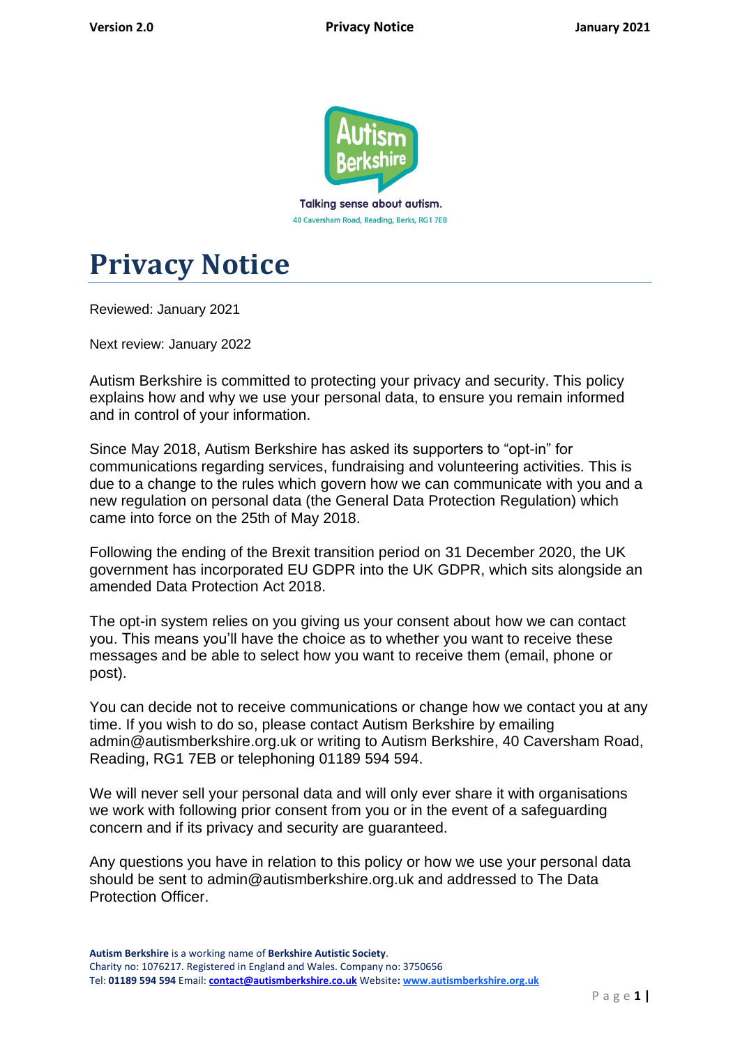Talking sense about autism.
40 Caversham Road, Reading, Berks, RG1 7EB

# Privacy Notice

Reviewed: January 2021

Next review: January 2022

Autism Berkshire is committed to protecting your privacy and security. This policy explains how and why we use your personal data, to ensure you remain informed and in control of your information.

Since May 2018, Autism Berkshire has asked its supporters to "opt-in" for communications regarding services, fundraising and volunteering activities. This is due to a change to the rules which govern how we can communicate with you and a new regulation on personal data (the General Data Protection Regulation) which came into force on the 25th of May 2018.

Following the ending of the Brexit transition period on 31 December 2020, the UK government has incorporated EU GDPR into the UK GDPR, which sits alongside an amended Data Protection Act 2018.

The opt-in system relies on you giving us your consent about how we can contact you. This means you'll have the choice as to whether you want to receive these messages and be able to select how you want to receive them (email, phone or post).

You can decide not to receive communications or change how we contact you at any time. If you wish to do so, please contact Autism Berkshire by emailing admin@autismberkshire.org.uk or writing to Autism Berkshire, 40 Caversham Road, Reading, RG1 7EB or telephoning 01189 594 594.

We will never sell your personal data and will only ever share it with organisations we work with following prior consent from you or in the event of a safeguarding concern and if its privacy and security are guaranteed.

Any questions you have in relation to this policy or how we use your personal data should be sent to admin@autismberkshire.org.uk and addressed to The Data Protection Officer.

**Autism Berkshire** is a working name of **Berkshire Autistic Society**.
Charity no: 1076217. Registered in England and Wales. Company no: 3750656
Tel: **01189 594 594** Email: **contact@autismberkshire.co.uk** Website**:** **www.autismberkshire.org.uk**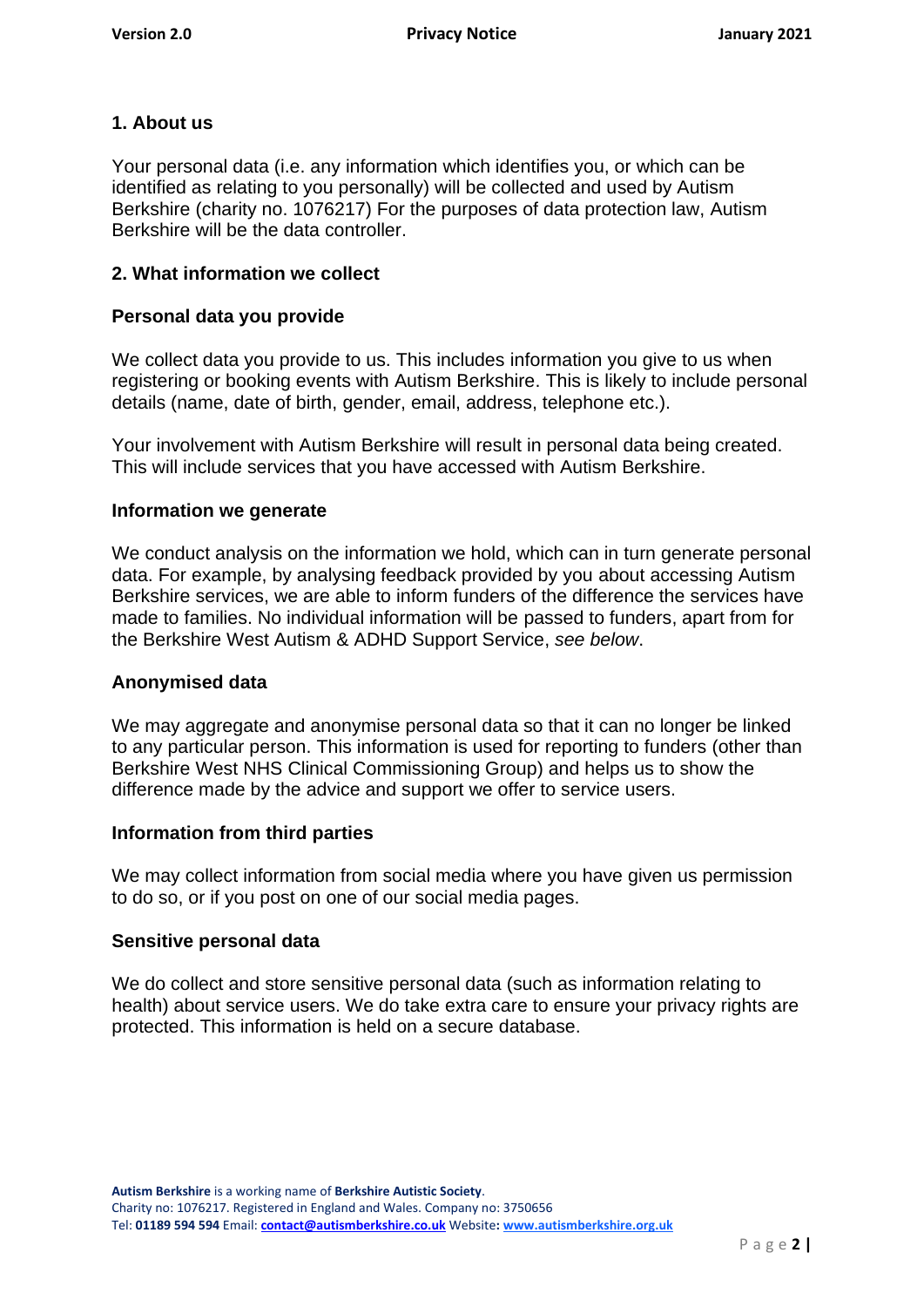## 1. About us

Your personal data (i.e. any information which identifies you, or which can be identified as relating to you personally) will be collected and used by Autism Berkshire (charity no. 1076217) For the purposes of data protection law, Autism Berkshire will be the data controller.

## 2. What information we collect

### Personal data you provide

We collect data you provide to us. This includes information you give to us when registering or booking events with Autism Berkshire. This is likely to include personal details (name, date of birth, gender, email, address, telephone etc.).

Your involvement with Autism Berkshire will result in personal data being created. This will include services that you have accessed with Autism Berkshire.

### Information we generate

We conduct analysis on the information we hold, which can in turn generate personal data. For example, by analysing feedback provided by you about accessing Autism Berkshire services, we are able to inform funders of the difference the services have made to families. No individual information will be passed to funders, apart from for the Berkshire West Autism & ADHD Support Service, *see below*.

### Anonymised data

We may aggregate and anonymise personal data so that it can no longer be linked to any particular person. This information is used for reporting to funders (other than Berkshire West NHS Clinical Commissioning Group) and helps us to show the difference made by the advice and support we offer to service users.

### Information from third parties

We may collect information from social media where you have given us permission to do so, or if you post on one of our social media pages.

### Sensitive personal data

We do collect and store sensitive personal data (such as information relating to health) about service users. We do take extra care to ensure your privacy rights are protected. This information is held on a secure database.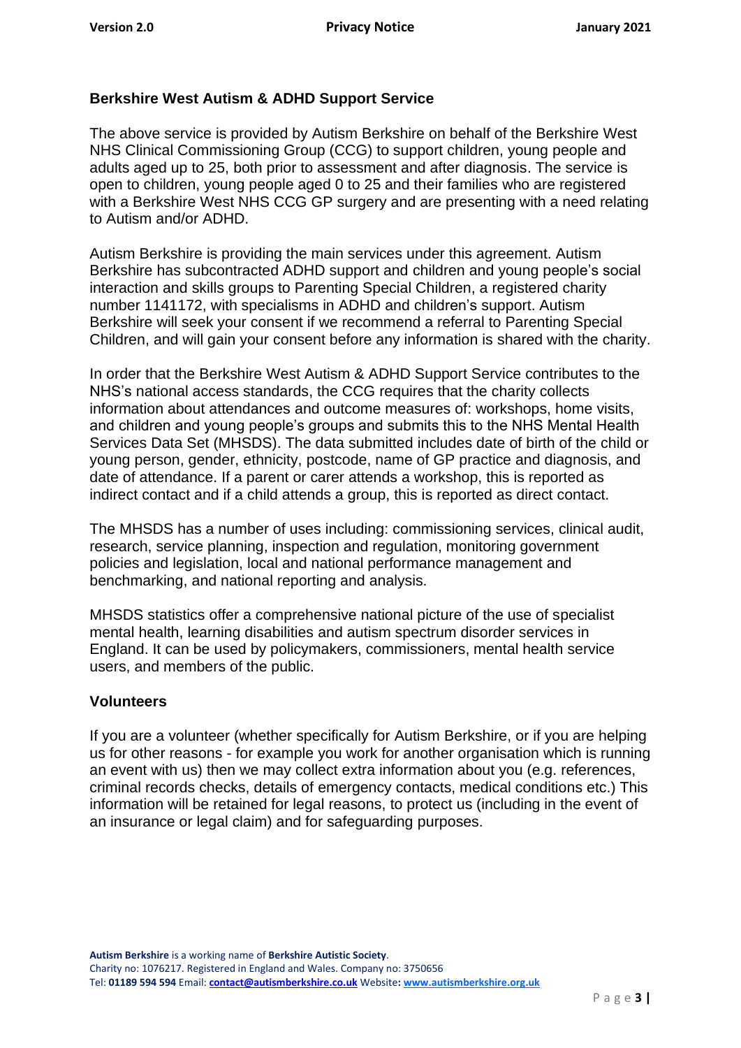### Berkshire West Autism & ADHD Support Service

The above service is provided by Autism Berkshire on behalf of the Berkshire West NHS Clinical Commissioning Group (CCG) to support children, young people and adults aged up to 25, both prior to assessment and after diagnosis. The service is open to children, young people aged 0 to 25 and their families who are registered with a Berkshire West NHS CCG GP surgery and are presenting with a need relating to Autism and/or ADHD.

Autism Berkshire is providing the main services under this agreement. Autism Berkshire has subcontracted ADHD support and children and young people's social interaction and skills groups to Parenting Special Children, a registered charity number 1141172, with specialisms in ADHD and children's support. Autism Berkshire will seek your consent if we recommend a referral to Parenting Special Children, and will gain your consent before any information is shared with the charity.

In order that the Berkshire West Autism & ADHD Support Service contributes to the NHS's national access standards, the CCG requires that the charity collects information about attendances and outcome measures of: workshops, home visits, and children and young people's groups and submits this to the NHS Mental Health Services Data Set (MHSDS). The data submitted includes date of birth of the child or young person, gender, ethnicity, postcode, name of GP practice and diagnosis, and date of attendance. If a parent or carer attends a workshop, this is reported as indirect contact and if a child attends a group, this is reported as direct contact.

The MHSDS has a number of uses including: commissioning services, clinical audit, research, service planning, inspection and regulation, monitoring government policies and legislation, local and national performance management and benchmarking, and national reporting and analysis.

MHSDS statistics offer a comprehensive national picture of the use of specialist mental health, learning disabilities and autism spectrum disorder services in England. It can be used by policymakers, commissioners, mental health service users, and members of the public.

### Volunteers

If you are a volunteer (whether specifically for Autism Berkshire, or if you are helping us for other reasons - for example you work for another organisation which is running an event with us) then we may collect extra information about you (e.g. references, criminal records checks, details of emergency contacts, medical conditions etc.) This information will be retained for legal reasons, to protect us (including in the event of an insurance or legal claim) and for safeguarding purposes.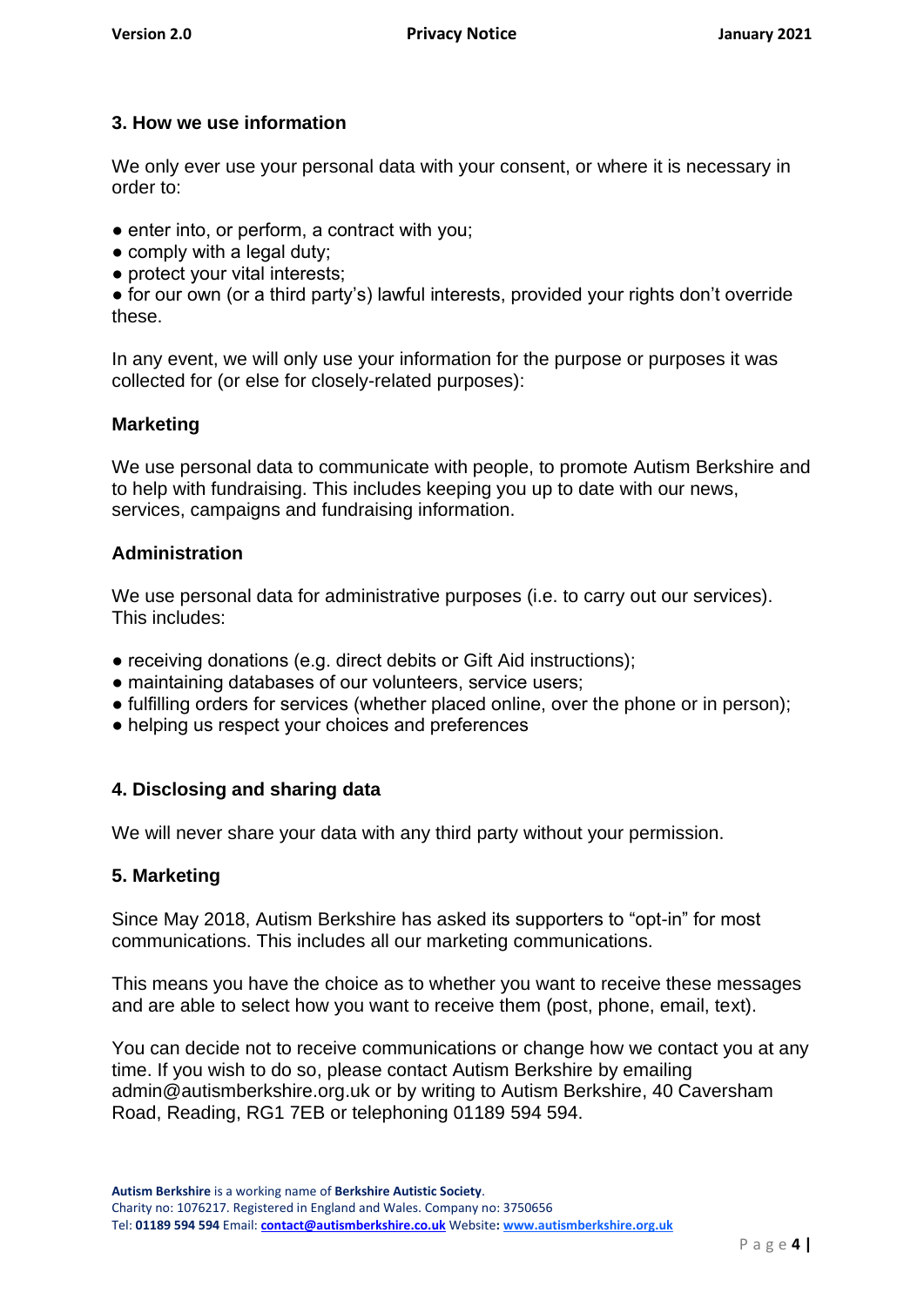## 3. How we use information

We only ever use your personal data with your consent, or where it is necessary in order to:

- enter into, or perform, a contract with you;
- comply with a legal duty;
- protect your vital interests;
- for our own (or a third party's) lawful interests, provided your rights don't override these.

In any event, we will only use your information for the purpose or purposes it was collected for (or else for closely-related purposes):

### Marketing

We use personal data to communicate with people, to promote Autism Berkshire and to help with fundraising. This includes keeping you up to date with our news, services, campaigns and fundraising information.

### Administration

We use personal data for administrative purposes (i.e. to carry out our services). This includes:

- receiving donations (e.g. direct debits or Gift Aid instructions);
- maintaining databases of our volunteers, service users;
- fulfilling orders for services (whether placed online, over the phone or in person);
- helping us respect your choices and preferences

## 4. Disclosing and sharing data

We will never share your data with any third party without your permission.

## 5. Marketing

Since May 2018, Autism Berkshire has asked its supporters to "opt-in" for most communications. This includes all our marketing communications.

This means you have the choice as to whether you want to receive these messages and are able to select how you want to receive them (post, phone, email, text).

You can decide not to receive communications or change how we contact you at any time. If you wish to do so, please contact Autism Berkshire by emailing admin@autismberkshire.org.uk or by writing to Autism Berkshire, 40 Caversham Road, Reading, RG1 7EB or telephoning 01189 594 594.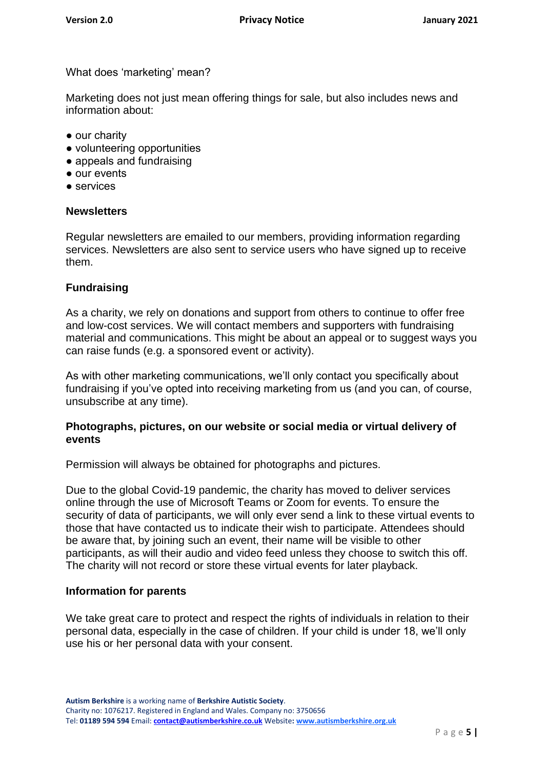What does 'marketing' mean?

Marketing does not just mean offering things for sale, but also includes news and information about:

- our charity
- volunteering opportunities
- appeals and fundraising
- our events
- services

**Newsletters**

Regular newsletters are emailed to our members, providing information regarding services. Newsletters are also sent to service users who have signed up to receive them.

**Fundraising**

As a charity, we rely on donations and support from others to continue to offer free and low-cost services. We will contact members and supporters with fundraising material and communications. This might be about an appeal or to suggest ways you can raise funds (e.g. a sponsored event or activity).

As with other marketing communications, we'll only contact you specifically about fundraising if you've opted into receiving marketing from us (and you can, of course, unsubscribe at any time).

**Photographs, pictures, on our website or social media or virtual delivery of events**

Permission will always be obtained for photographs and pictures.

Due to the global Covid-19 pandemic, the charity has moved to deliver services online through the use of Microsoft Teams or Zoom for events. To ensure the security of data of participants, we will only ever send a link to these virtual events to those that have contacted us to indicate their wish to participate. Attendees should be aware that, by joining such an event, their name will be visible to other participants, as will their audio and video feed unless they choose to switch this off. The charity will not record or store these virtual events for later playback.

**Information for parents**

We take great care to protect and respect the rights of individuals in relation to their personal data, especially in the case of children. If your child is under 18, we'll only use his or her personal data with your consent.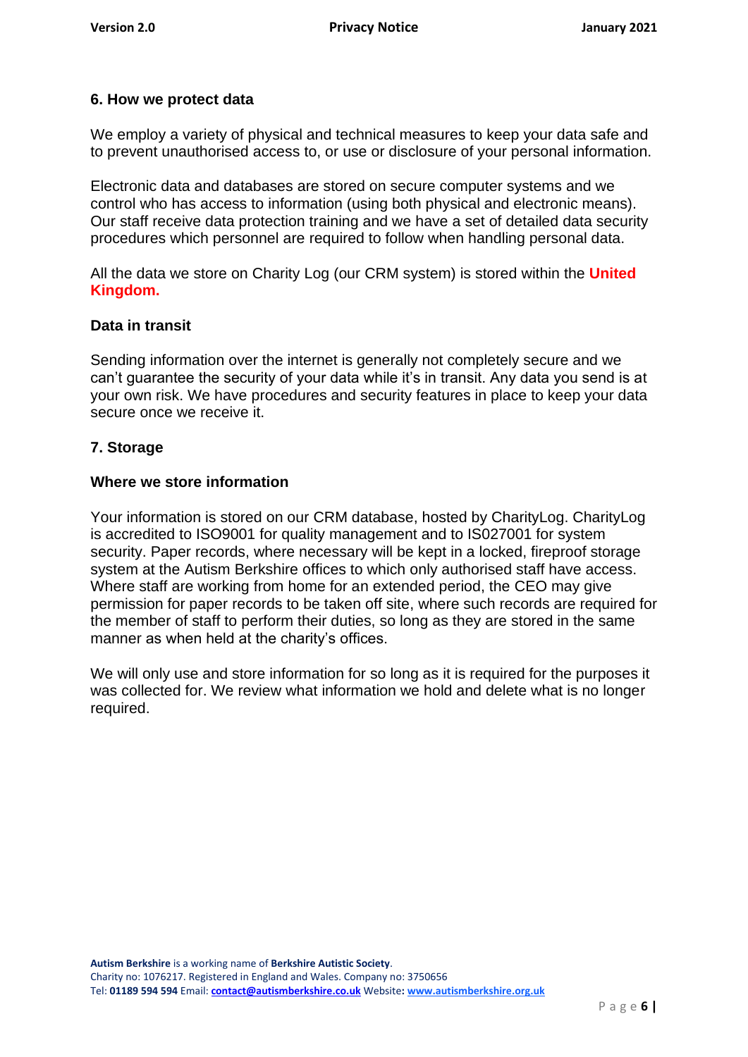## 6. How we protect data

We employ a variety of physical and technical measures to keep your data safe and to prevent unauthorised access to, or use or disclosure of your personal information.

Electronic data and databases are stored on secure computer systems and we control who has access to information (using both physical and electronic means). Our staff receive data protection training and we have a set of detailed data security procedures which personnel are required to follow when handling personal data.

All the data we store on Charity Log (our CRM system) is stored within the **United Kingdom.**

### Data in transit

Sending information over the internet is generally not completely secure and we can't guarantee the security of your data while it's in transit. Any data you send is at your own risk. We have procedures and security features in place to keep your data secure once we receive it.

## 7. Storage

### Where we store information

Your information is stored on our CRM database, hosted by CharityLog. CharityLog is accredited to ISO9001 for quality management and to IS027001 for system security. Paper records, where necessary will be kept in a locked, fireproof storage system at the Autism Berkshire offices to which only authorised staff have access. Where staff are working from home for an extended period, the CEO may give permission for paper records to be taken off site, where such records are required for the member of staff to perform their duties, so long as they are stored in the same manner as when held at the charity's offices.

We will only use and store information for so long as it is required for the purposes it was collected for. We review what information we hold and delete what is no longer required.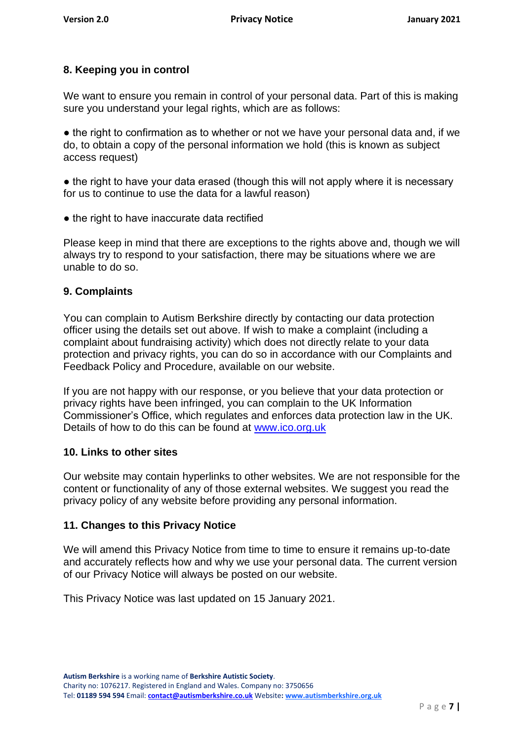## 8. Keeping you in control

We want to ensure you remain in control of your personal data. Part of this is making sure you understand your legal rights, which are as follows:

- the right to confirmation as to whether or not we have your personal data and, if we do, to obtain a copy of the personal information we hold (this is known as subject access request)

- the right to have your data erased (though this will not apply where it is necessary for us to continue to use the data for a lawful reason)

- the right to have inaccurate data rectified

Please keep in mind that there are exceptions to the rights above and, though we will always try to respond to your satisfaction, there may be situations where we are unable to do so.

## 9. Complaints

You can complain to Autism Berkshire directly by contacting our data protection officer using the details set out above. If wish to make a complaint (including a complaint about fundraising activity) which does not directly relate to your data protection and privacy rights, you can do so in accordance with our Complaints and Feedback Policy and Procedure, available on our website.

If you are not happy with our response, or you believe that your data protection or privacy rights have been infringed, you can complain to the UK Information Commissioner's Office, which regulates and enforces data protection law in the UK. Details of how to do this can be found at [www.ico.org.uk](http://www.ico.org.uk)

## 10. Links to other sites

Our website may contain hyperlinks to other websites. We are not responsible for the content or functionality of any of those external websites. We suggest you read the privacy policy of any website before providing any personal information.

## 11. Changes to this Privacy Notice

We will amend this Privacy Notice from time to time to ensure it remains up-to-date and accurately reflects how and why we use your personal data. The current version of our Privacy Notice will always be posted on our website.

This Privacy Notice was last updated on 15 January 2021.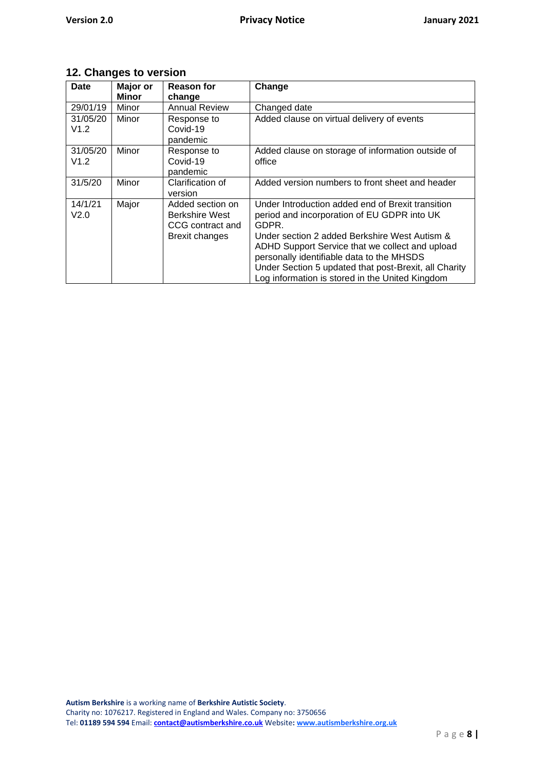## 12. Changes to version

| Date | Major or Minor | Reason for change | Change |
|---|---|---|---|
| 29/01/19 | Minor | Annual Review | Changed date |
| 31/05/20 V1.2 | Minor | Response to Covid-19 pandemic | Added clause on virtual delivery of events |
| 31/05/20 V1.2 | Minor | Response to Covid-19 pandemic | Added clause on storage of information outside of office |
| 31/5/20 | Minor | Clarification of version | Added version numbers to front sheet and header |
| 14/1/21 V2.0 | Major | Added section on Berkshire West CCG contract and Brexit changes | Under Introduction added end of Brexit transition period and incorporation of EU GDPR into UK GDPR. Under section 2 added Berkshire West Autism & ADHD Support Service that we collect and upload personally identifiable data to the MHSDS Under Section 5 updated that post-Brexit, all Charity Log information is stored in the United Kingdom |

**Autism Berkshire** is a working name of **Berkshire Autistic Society**.
Charity no: 1076217. Registered in England and Wales. Company no: 3750656
Tel: **01189 594 594** Email: **contact@autismberkshire.co.uk** Website**: www.autismberkshire.org.uk**